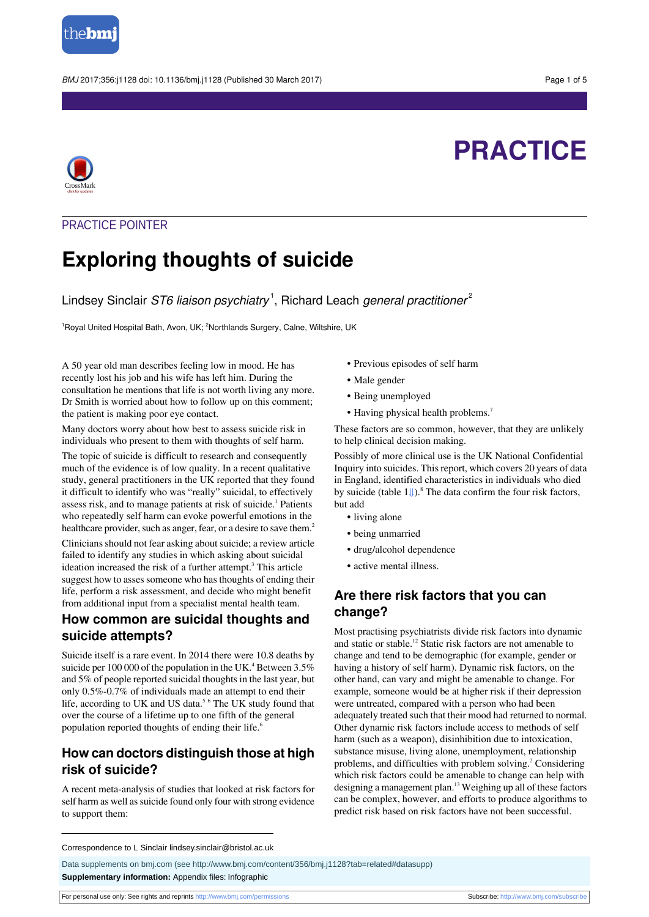PRACTICE

PRACTICE POINTER

# Exploring thoughts of suicide

Lindsey Sinclair *ST6 liaison psychiatry*[1], Richard Leach *general practitioner*[2]

[1]Royal United Hospital Bath, Avon, UK; [2]Northlands Surgery, Calne, Wiltshire, UK

A 50 year old man describes feeling low in mood. He has recently lost his job and his wife has left him. During the consultation he mentions that life is not worth living any more. Dr Smith is worried about how to follow up on this comment; the patient is making poor eye contact.

Many doctors worry about how best to assess suicide risk in individuals who present to them with thoughts of self harm.

The topic of suicide is difficult to research and consequently much of the evidence is of low quality. In a recent qualitative study, general practitioners in the UK reported that they found it difficult to identify who was "really" suicidal, to effectively assess risk, and to manage patients at risk of suicide.[1] Patients who repeatedly self harm can evoke powerful emotions in the healthcare provider, such as anger, fear, or a desire to save them.[2]

Clinicians should not fear asking about suicide; a review article failed to identify any studies in which asking about suicidal ideation increased the risk of a further attempt.[3] This article suggest how to asses someone who has thoughts of ending their life, perform a risk assessment, and decide who might benefit from additional input from a specialist mental health team.

## How common are suicidal thoughts and suicide attempts?

Suicide itself is a rare event. In 2014 there were 10.8 deaths by suicide per 100 000 of the population in the UK.[4] Between 3.5% and 5% of people reported suicidal thoughts in the last year, but only 0.5%-0.7% of individuals made an attempt to end their life, according to UK and US data.[5,6] The UK study found that over the course of a lifetime up to one fifth of the general population reported thoughts of ending their life.[6]

## How can doctors distinguish those at high risk of suicide?

A recent meta-analysis of studies that looked at risk factors for self harm as well as suicide found only four with strong evidence to support them:

- Previous episodes of self harm
- Male gender
- Being unemployed
- Having physical health problems.[7]

These factors are so common, however, that they are unlikely to help clinical decision making.

Possibly of more clinical use is the UK National Confidential Inquiry into suicides. This report, which covers 20 years of data in England, identified characteristics in individuals who died by suicide (table 1).[8] The data confirm the four risk factors, but add

- living alone
- being unmarried
- drug/alcohol dependence
- active mental illness.

## Are there risk factors that you can change?

Most practising psychiatrists divide risk factors into dynamic and static or stable.[12] Static risk factors are not amenable to change and tend to be demographic (for example, gender or having a history of self harm). Dynamic risk factors, on the other hand, can vary and might be amenable to change. For example, someone would be at higher risk if their depression were untreated, compared with a person who had been adequately treated such that their mood had returned to normal. Other dynamic risk factors include access to methods of self harm (such as a weapon), disinhibition due to intoxication, substance misuse, living alone, unemployment, relationship problems, and difficulties with problem solving.[2] Considering which risk factors could be amenable to change can help with designing a management plan.[13] Weighing up all of these factors can be complex, however, and efforts to produce algorithms to predict risk based on risk factors have not been successful.

Correspondence to L Sinclair lindsey.sinclair@bristol.ac.uk

Data supplements on bmj.com (see http://www.bmj.com/content/356/bmj.j1128?tab=related#datasupp)

**Supplementary information:** Appendix files: Infographic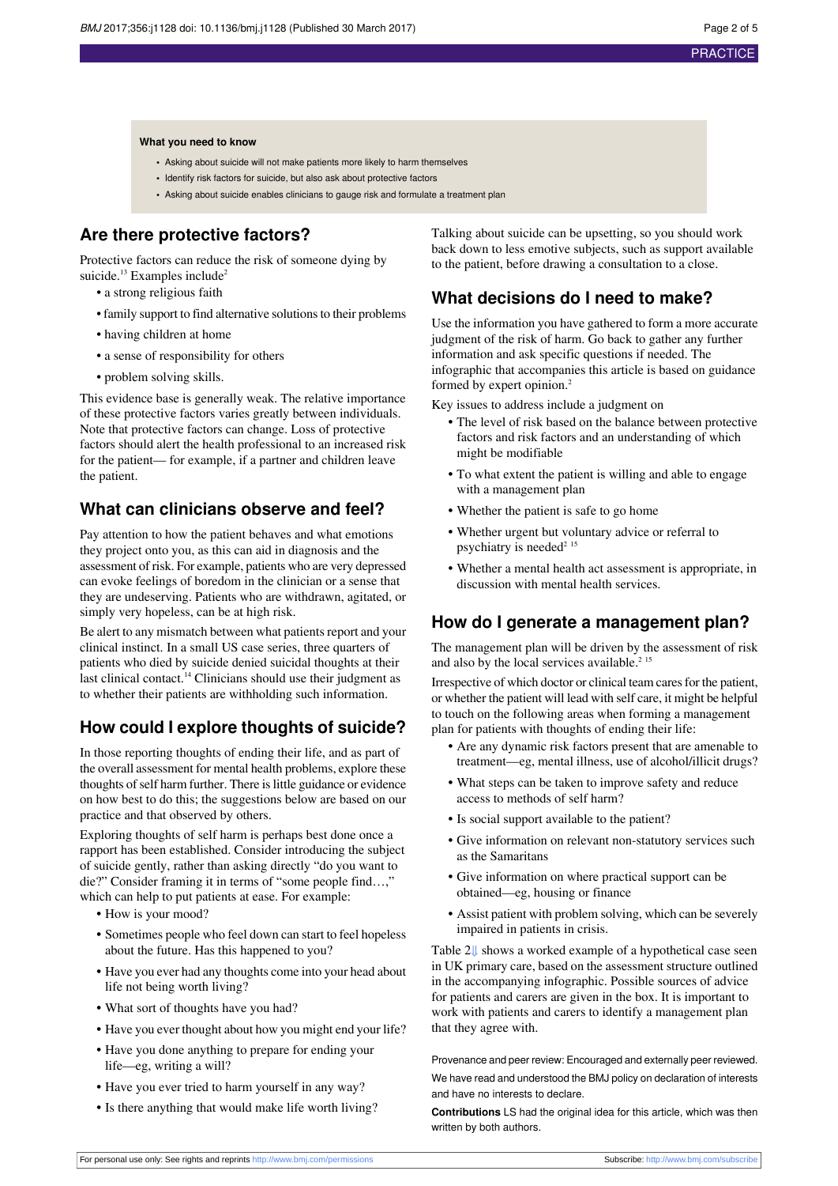**What you need to know**

- Asking about suicide will not make patients more likely to harm themselves
- Identify risk factors for suicide, but also ask about protective factors
- Asking about suicide enables clinicians to gauge risk and formulate a treatment plan

## Are there protective factors?

Protective factors can reduce the risk of someone dying by suicide.[13] Examples include[2]

- a strong religious faith
- family support to find alternative solutions to their problems
- having children at home
- a sense of responsibility for others
- problem solving skills.

This evidence base is generally weak. The relative importance of these protective factors varies greatly between individuals. Note that protective factors can change. Loss of protective factors should alert the health professional to an increased risk for the patient— for example, if a partner and children leave the patient.

## What can clinicians observe and feel?

Pay attention to how the patient behaves and what emotions they project onto you, as this can aid in diagnosis and the assessment of risk. For example, patients who are very depressed can evoke feelings of boredom in the clinician or a sense that they are undeserving. Patients who are withdrawn, agitated, or simply very hopeless, can be at high risk.

Be alert to any mismatch between what patients report and your clinical instinct. In a small US case series, three quarters of patients who died by suicide denied suicidal thoughts at their last clinical contact.[14] Clinicians should use their judgment as to whether their patients are withholding such information.

## How could I explore thoughts of suicide?

In those reporting thoughts of ending their life, and as part of the overall assessment for mental health problems, explore these thoughts of self harm further. There is little guidance or evidence on how best to do this; the suggestions below are based on our practice and that observed by others.

Exploring thoughts of self harm is perhaps best done once a rapport has been established. Consider introducing the subject of suicide gently, rather than asking directly "do you want to die?" Consider framing it in terms of "some people find…," which can help to put patients at ease. For example:

- How is your mood?
- Sometimes people who feel down can start to feel hopeless about the future. Has this happened to you?
- Have you ever had any thoughts come into your head about life not being worth living?
- What sort of thoughts have you had?
- Have you ever thought about how you might end your life?
- Have you done anything to prepare for ending your life—eg, writing a will?
- Have you ever tried to harm yourself in any way?
- Is there anything that would make life worth living?

Talking about suicide can be upsetting, so you should work back down to less emotive subjects, such as support available to the patient, before drawing a consultation to a close.

## What decisions do I need to make?

Use the information you have gathered to form a more accurate judgment of the risk of harm. Go back to gather any further information and ask specific questions if needed. The infographic that accompanies this article is based on guidance formed by expert opinion.[2]

Key issues to address include a judgment on

- The level of risk based on the balance between protective factors and risk factors and an understanding of which might be modifiable
- To what extent the patient is willing and able to engage with a management plan
- Whether the patient is safe to go home
- Whether urgent but voluntary advice or referral to psychiatry is needed[2,15]
- Whether a mental health act assessment is appropriate, in discussion with mental health services.

## How do I generate a management plan?

The management plan will be driven by the assessment of risk and also by the local services available.[2,15]

Irrespective of which doctor or clinical team cares for the patient, or whether the patient will lead with self care, it might be helpful to touch on the following areas when forming a management plan for patients with thoughts of ending their life:

- Are any dynamic risk factors present that are amenable to treatment—eg, mental illness, use of alcohol/illicit drugs?
- What steps can be taken to improve safety and reduce access to methods of self harm?
- Is social support available to the patient?
- Give information on relevant non-statutory services such as the Samaritans
- Give information on where practical support can be obtained—eg, housing or finance
- Assist patient with problem solving, which can be severely impaired in patients in crisis.

Table 2 shows a worked example of a hypothetical case seen in UK primary care, based on the assessment structure outlined in the accompanying infographic. Possible sources of advice for patients and carers are given in the box. It is important to work with patients and carers to identify a management plan that they agree with.

Provenance and peer review: Encouraged and externally peer reviewed.

We have read and understood the BMJ policy on declaration of interests and have no interests to declare.

**Contributions** LS had the original idea for this article, which was then written by both authors.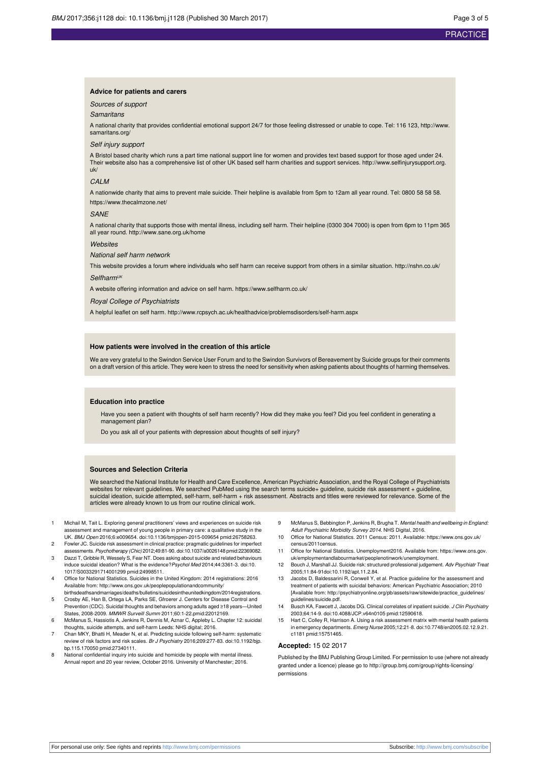### Advice for patients and carers

*Sources of support*

*Samaritans*

A national charity that provides confidential emotional support 24/7 for those feeling distressed or unable to cope. Tel: 116 123, http://www.samaritans.org/

*Self injury support*

A Bristol based charity which runs a part time national support line for women and provides text based support for those aged under 24. Their website also has a comprehensive list of other UK based self harm charities and support services. http://www.selfinjurysupport.org.uk/

*CALM*

A nationwide charity that aims to prevent male suicide. Their helpline is available from 5pm to 12am all year round. Tel: 0800 58 58 58. https://www.thecalmzone.net/

*SANE*

A national charity that supports those with mental illness, including self harm. Their helpline (0300 304 7000) is open from 6pm to 11pm 365 all year round. http://www.sane.org.uk/home

*Websites*

*National self harm network*

This website provides a forum where individuals who self harm can receive support from others in a similar situation. http://nshn.co.uk/

*Selfharm[UK]*

A website offering information and advice on self harm. https://www.selfharm.co.uk/

*Royal College of Psychiatrists*

A helpful leaflet on self harm. http://www.rcpsych.ac.uk/healthadvice/problemsdisorders/self-harm.aspx

### How patients were involved in the creation of this article

We are very grateful to the Swindon Service User Forum and to the Swindon Survivors of Bereavement by Suicide groups for their comments on a draft version of this article. They were keen to stress the need for sensitivity when asking patients about thoughts of harming themselves.

### Education into practice

Have you seen a patient with thoughts of self harm recently? How did they make you feel? Did you feel confident in generating a management plan?

Do you ask all of your patients with depression about thoughts of self injury?

### Sources and Selection Criteria

We searched the National Institute for Health and Care Excellence, American Psychiatric Association, and the Royal College of Psychiatrists websites for relevant guidelines. We searched PubMed using the search terms suicide+ guideline, suicide risk assessment + guideline, suicidal ideation, suicide attempted, self-harm, self-harm + risk assessment. Abstracts and titles were reviewed for relevance. Some of the articles were already known to us from our routine clinical work.

1. Michail M, Tait L. Exploring general practitioners' views and experiences on suicide risk assessment and management of young people in primary care: a qualitative study in the UK. *BMJ Open* 2016;6:e009654. doi:10.1136/bmjopen-2015-009654 pmid:26758263.
2. Fowler JC. Suicide risk assessment in clinical practice: pragmatic guidelines for imperfect assessments. *Psychotherapy (Chic)* 2012;49:81-90. doi:10.1037/a0026148 pmid:22369082.
3. Dazzi T, Gribble R, Wessely S, Fear NT. Does asking about suicide and related behaviours induce suicidal ideation? What is the evidence? *Psychol Med* 2014;44:3361-3. doi:10.1017/S0033291714001299 pmid:24998511.
4. Office for National Statistics. Suicides in the United Kingdom: 2014 registrations: 2016 Available from: http://www.ons.gov.uk/peoplepopulationandcommunity/birthsdeathsandmarriages/deaths/bulletins/suicidesintheunitedkingdom/2014registrations.
5. Crosby AE, Han B, Ortega LA, Parks SE, Gfroerer J. Centers for Disease Control and Prevention (CDC). Suicidal thoughts and behaviors among adults aged ≥18 years—United States, 2008-2009. *MMWR Surveill Summ* 2011;60:1-22.pmid:22012169.
6. McManus S, Hassiotis A, Jenkins R, Dennis M, Aznar C, Appleby L. Chapter 12: suicidal thoughts, suicide attempts, and self-harm Leeds: NHS digital; 2016.
7. Chan MKY, Bhatti H, Meader N, et al. Predicting suicide following self-harm: systematic review of risk factors and risk scales. *Br J Psychiatry* 2016;209:277-83. doi:10.1192/bjp.bp.115.170050 pmid:27340111.
8. National confidential inquiry into suicide and homicide by people with mental illness. Annual report and 20 year review, October 2016. University of Manchester; 2016.
9. McManus S, Bebbington P, Jenkins R, Brugha T. *Mental health and wellbeing in England: Adult Psychiatric Morbidity Survey 2014.* NHS Digital, 2016.
10. Office for National Statistics. 2011 Census: 2011. Available: https://www.ons.gov.uk/census/2011census.
11. Office for National Statistics. Unemployment2016. Available from: https://www.ons.gov.uk/employmentandlabourmarket/peoplenotinwork/unemployment.
12. Bouch J, Marshall JJ. Suicide risk: structured professional judgement. *Adv Psychiatr Treat* 2005;11:84-91doi:10.1192/apt.11.2.84.
13. Jacobs D, Baldessarini R, Conwell Y, et al. Practice guideline for the assessment and treatment of patients with suicidal behaviors: American Psychiatric Association; 2010 [Available from: http://psychiatryonline.org/pb/assets/raw/sitewide/practice_guidelines/guidelines/suicide.pdf.
14. Busch KA, Fawcett J, Jacobs DG. Clinical correlates of inpatient suicide. *J Clin Psychiatry* 2003;64:14-9. doi:10.4088/JCP.v64n0105 pmid:12590618.
15. Hart C, Colley R, Harrison A. Using a risk assessment matrix with mental health patients in emergency departments. *Emerg Nurse* 2005;12:21-8. doi:10.7748/en2005.02.12.9.21.c1181 pmid:15751465.

**Accepted:** 15 02 2017

Published by the BMJ Publishing Group Limited. For permission to use (where not already granted under a licence) please go to http://group.bmj.com/group/rights-licensing/permissions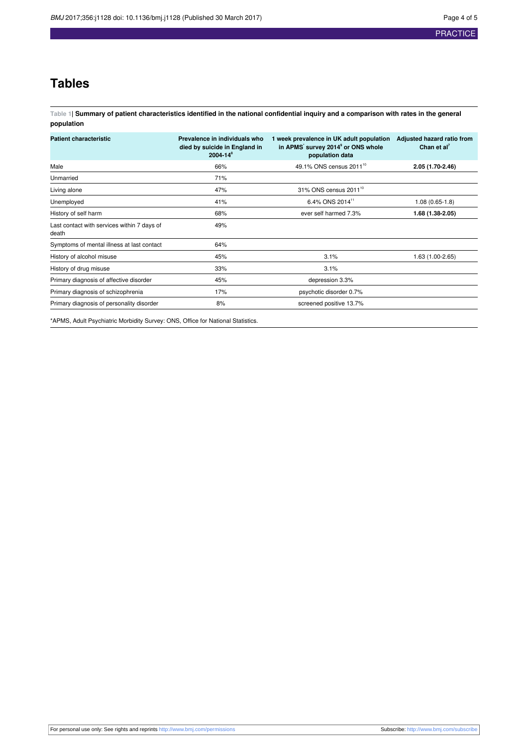## Tables

**Table 1| Summary of patient characteristics identified in the national confidential inquiry and a comparison with rates in the general population**

| Patient characteristic | Prevalence in individuals who died by suicide in England in 2004-14[8] | 1 week prevalence in UK adult population in APMS* survey 2014[9] or ONS whole population data | Adjusted hazard ratio from Chan et al[7] |
|---|---|---|---|
| Male | 66% | 49.1% ONS census 2011[10] | **2.05 (1.70-2.46)** |
| Unmarried | 71% | | |
| Living alone | 47% | 31% ONS census 2011[10] | |
| Unemployed | 41% | 6.4% ONS 2014[11] | 1.08 (0.65-1.8) |
| History of self harm | 68% | ever self harmed 7.3% | **1.68 (1.38-2.05)** |
| Last contact with services within 7 days of death | 49% | | |
| Symptoms of mental illness at last contact | 64% | | |
| History of alcohol misuse | 45% | 3.1% | 1.63 (1.00-2.65) |
| History of drug misuse | 33% | 3.1% | |
| Primary diagnosis of affective disorder | 45% | depression 3.3% | |
| Primary diagnosis of schizophrenia | 17% | psychotic disorder 0.7% | |
| Primary diagnosis of personality disorder | 8% | screened positive 13.7% | |

*APMS, Adult Psychiatric Morbidity Survey: ONS, Office for National Statistics.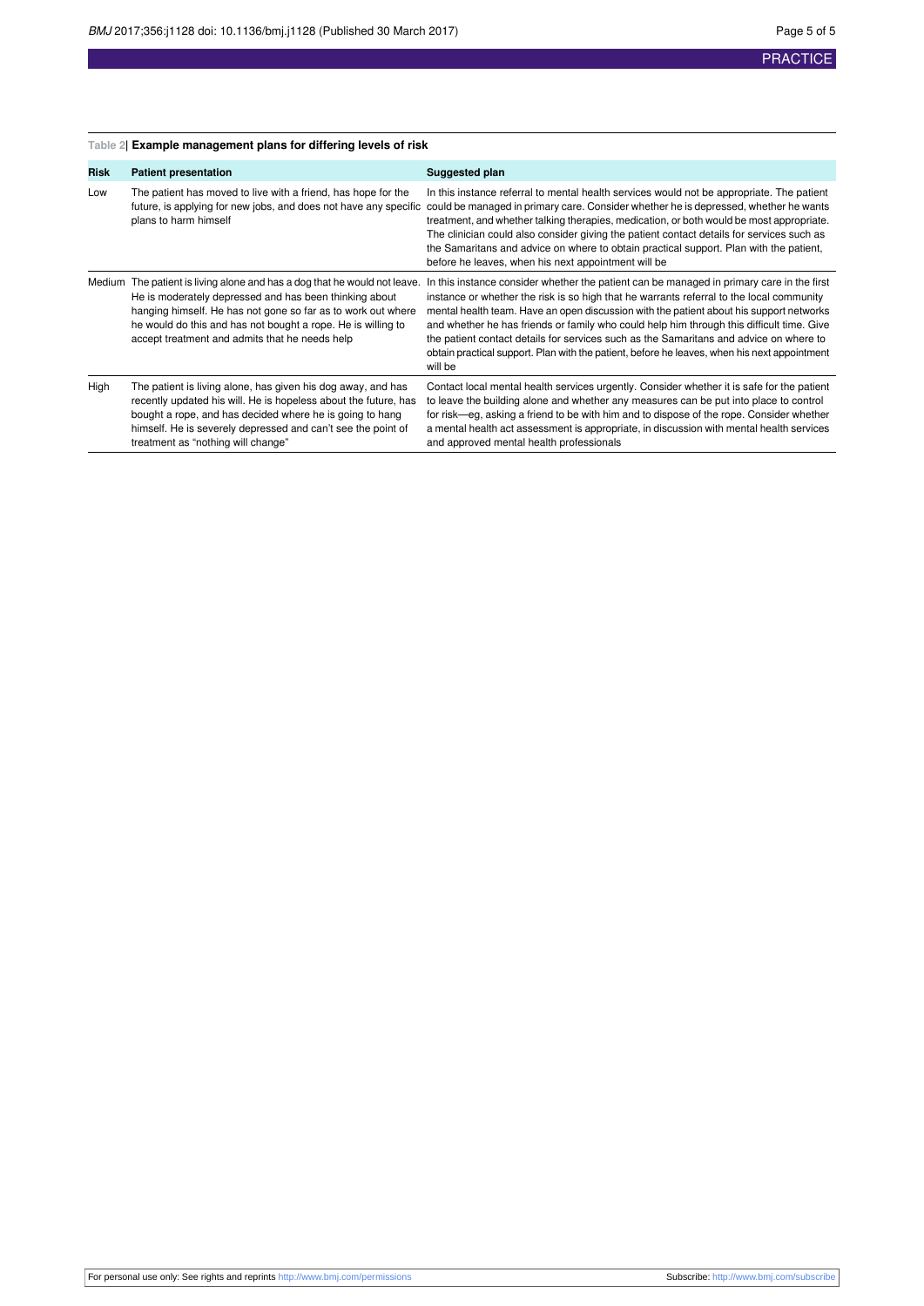Table 2| **Example management plans for differing levels of risk**

| Risk | Patient presentation | Suggested plan |
|---|---|---|
| Low | The patient has moved to live with a friend, has hope for the future, is applying for new jobs, and does not have any specific plans to harm himself | In this instance referral to mental health services would not be appropriate. The patient could be managed in primary care. Consider whether he is depressed, whether he wants treatment, and whether talking therapies, medication, or both would be most appropriate. The clinician could also consider giving the patient contact details for services such as the Samaritans and advice on where to obtain practical support. Plan with the patient, before he leaves, when his next appointment will be |
| Medium | The patient is living alone and has a dog that he would not leave. He is moderately depressed and has been thinking about hanging himself. He has not gone so far as to work out where he would do this and has not bought a rope. He is willing to accept treatment and admits that he needs help | In this instance consider whether the patient can be managed in primary care in the first instance or whether the risk is so high that he warrants referral to the local community mental health team. Have an open discussion with the patient about his support networks and whether he has friends or family who could help him through this difficult time. Give the patient contact details for services such as the Samaritans and advice on where to obtain practical support. Plan with the patient, before he leaves, when his next appointment will be |
| High | The patient is living alone, has given his dog away, and has recently updated his will. He is hopeless about the future, has bought a rope, and has decided where he is going to hang himself. He is severely depressed and can't see the point of treatment as "nothing will change" | Contact local mental health services urgently. Consider whether it is safe for the patient to leave the building alone and whether any measures can be put into place to control for risk—eg, asking a friend to be with him and to dispose of the rope. Consider whether a mental health act assessment is appropriate, in discussion with mental health services and approved mental health professionals |